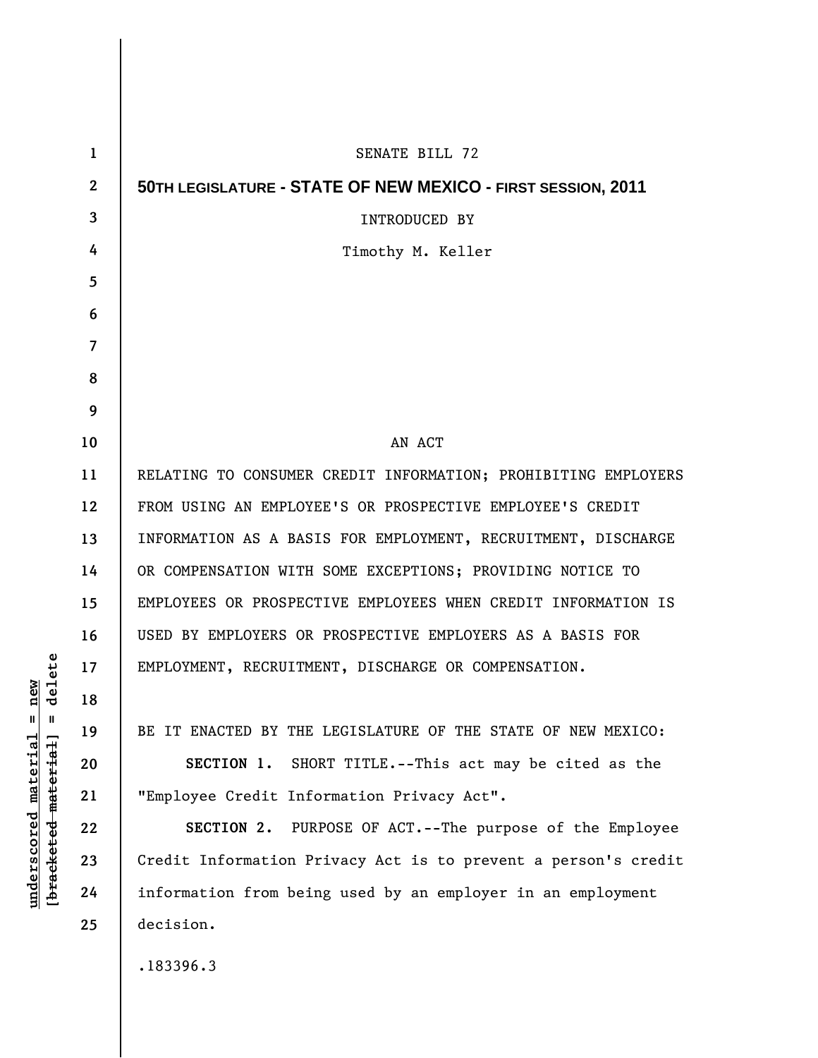SENATE BILL 72

**50TH LEGISLATURE - STATE OF NEW MEXICO - FIRST SESSION, 2011**

INTRODUCED BY

Timothy M. Keller

AN ACT

RELATING TO CONSUMER CREDIT INFORMATION; PROHIBITING EMPLOYERS FROM USING AN EMPLOYEE'S OR PROSPECTIVE EMPLOYEE'S CREDIT INFORMATION AS A BASIS FOR EMPLOYMENT, RECRUITMENT, DISCHARGE OR COMPENSATION WITH SOME EXCEPTIONS; PROVIDING NOTICE TO EMPLOYEES OR PROSPECTIVE EMPLOYEES WHEN CREDIT INFORMATION IS USED BY EMPLOYERS OR PROSPECTIVE EMPLOYERS AS A BASIS FOR EMPLOYMENT, RECRUITMENT, DISCHARGE OR COMPENSATION.

BE IT ENACTED BY THE LEGISLATURE OF THE STATE OF NEW MEXICO:

**SECTION 1.** SHORT TITLE.--This act may be cited as the "Employee Credit Information Privacy Act".

**SECTION 2.** PURPOSE OF ACT.--The purpose of the Employee Credit Information Privacy Act is to prevent a person's credit information from being used by an employer in an employment decision.

.183396.3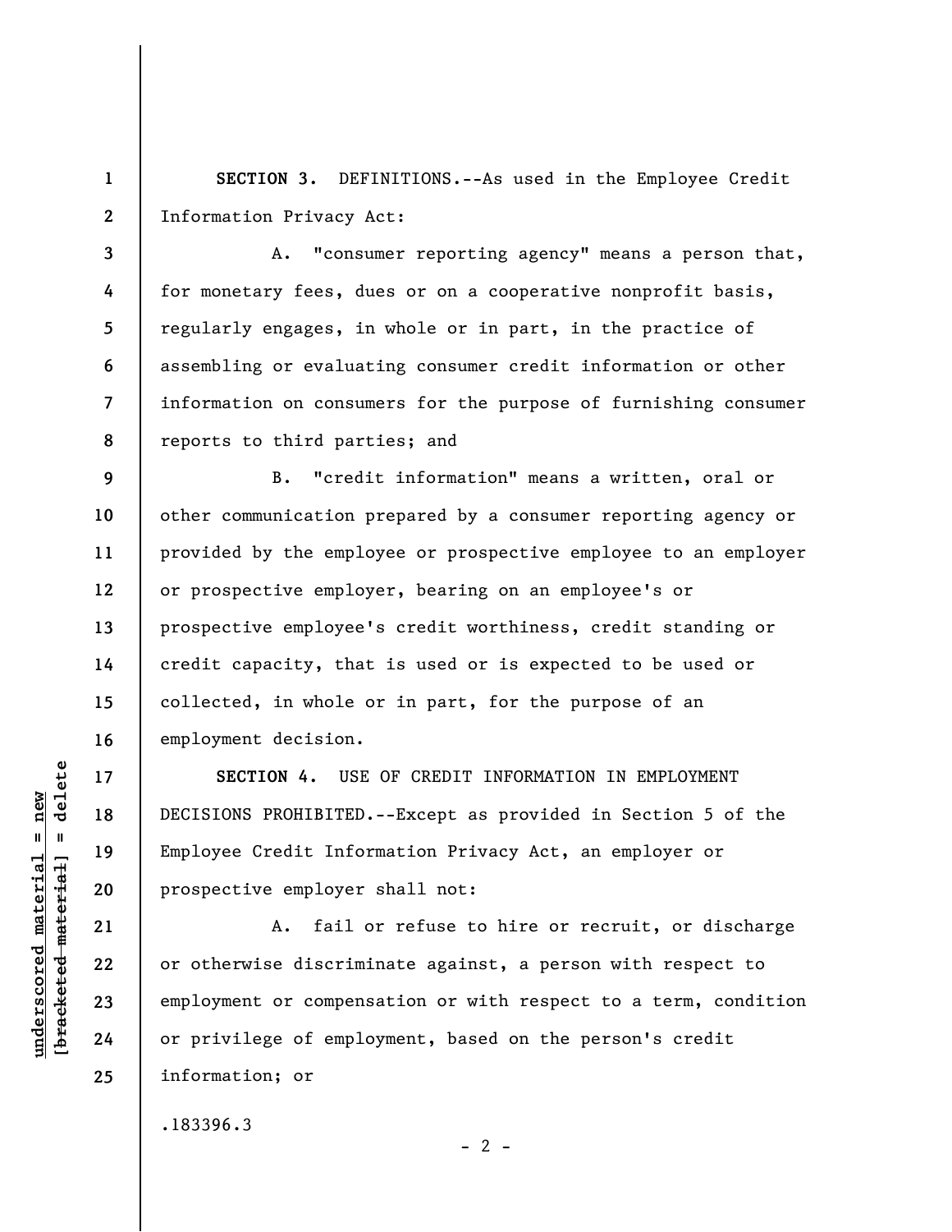**SECTION 3.** DEFINITIONS.--As used in the Employee Credit Information Privacy Act:

A. "consumer reporting agency" means a person that, for monetary fees, dues or on a cooperative nonprofit basis, regularly engages, in whole or in part, in the practice of assembling or evaluating consumer credit information or other information on consumers for the purpose of furnishing consumer reports to third parties; and

B. "credit information" means a written, oral or other communication prepared by a consumer reporting agency or provided by the employee or prospective employee to an employer or prospective employer, bearing on an employee's or prospective employee's credit worthiness, credit standing or credit capacity, that is used or is expected to be used or collected, in whole or in part, for the purpose of an employment decision.

**SECTION 4.** USE OF CREDIT INFORMATION IN EMPLOYMENT DECISIONS PROHIBITED.--Except as provided in Section 5 of the Employee Credit Information Privacy Act, an employer or prospective employer shall not:

A. fail or refuse to hire or recruit, or discharge or otherwise discriminate against, a person with respect to employment or compensation or with respect to a term, condition or privilege of employment, based on the person's credit information; or

.183396.3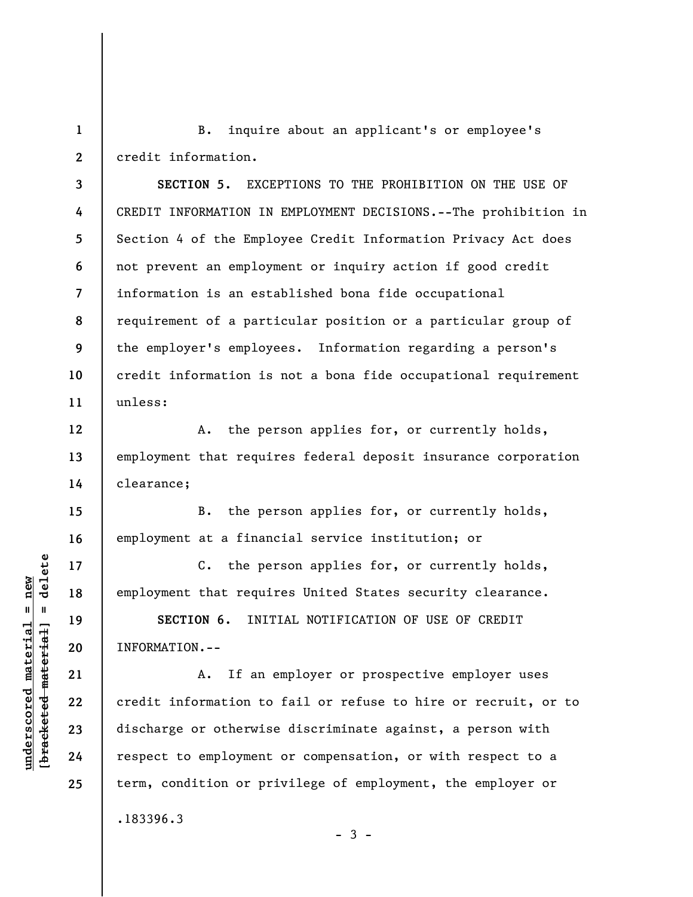B. inquire about an applicant's or employee's credit information.

**SECTION 5.** EXCEPTIONS TO THE PROHIBITION ON THE USE OF CREDIT INFORMATION IN EMPLOYMENT DECISIONS.--The prohibition in Section 4 of the Employee Credit Information Privacy Act does not prevent an employment or inquiry action if good credit information is an established bona fide occupational requirement of a particular position or a particular group of the employer's employees. Information regarding a person's credit information is not a bona fide occupational requirement unless:

A. the person applies for, or currently holds, employment that requires federal deposit insurance corporation clearance;

B. the person applies for, or currently holds, employment at a financial service institution; or

C. the person applies for, or currently holds, employment that requires United States security clearance.

**SECTION 6.** INITIAL NOTIFICATION OF USE OF CREDIT INFORMATION.--

A. If an employer or prospective employer uses credit information to fail or refuse to hire or recruit, or to discharge or otherwise discriminate against, a person with respect to employment or compensation, or with respect to a term, condition or privilege of employment, the employer or

.183396.3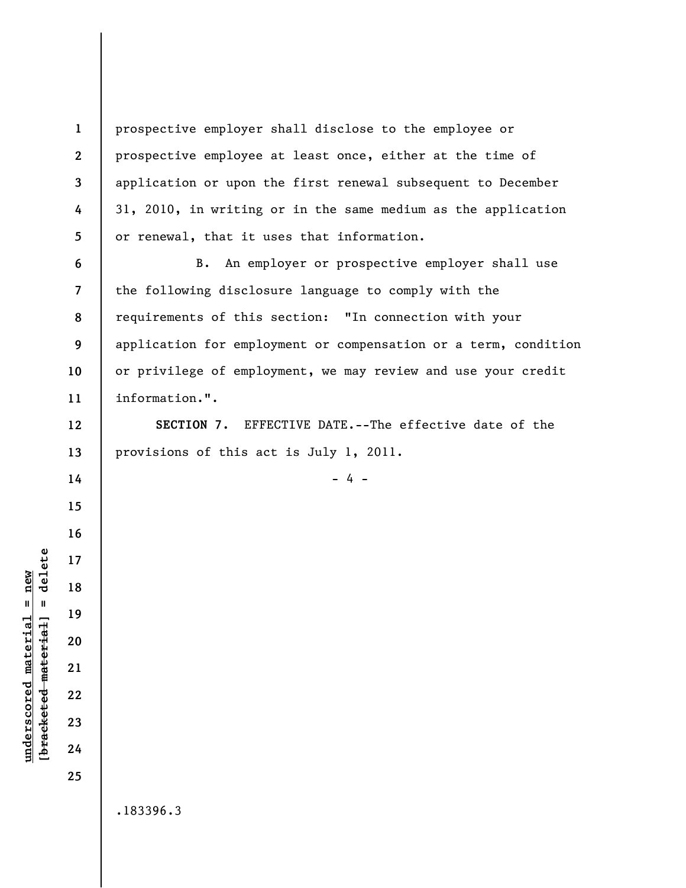prospective employer shall disclose to the employee or prospective employee at least once, either at the time of application or upon the first renewal subsequent to December 31, 2010, in writing or in the same medium as the application or renewal, that it uses that information.

B. An employer or prospective employer shall use the following disclosure language to comply with the requirements of this section: "In connection with your application for employment or compensation or a term, condition or privilege of employment, we may review and use your credit information.".

**SECTION 7.** EFFECTIVE DATE.--The effective date of the provisions of this act is July 1, 2011.

.183396.3